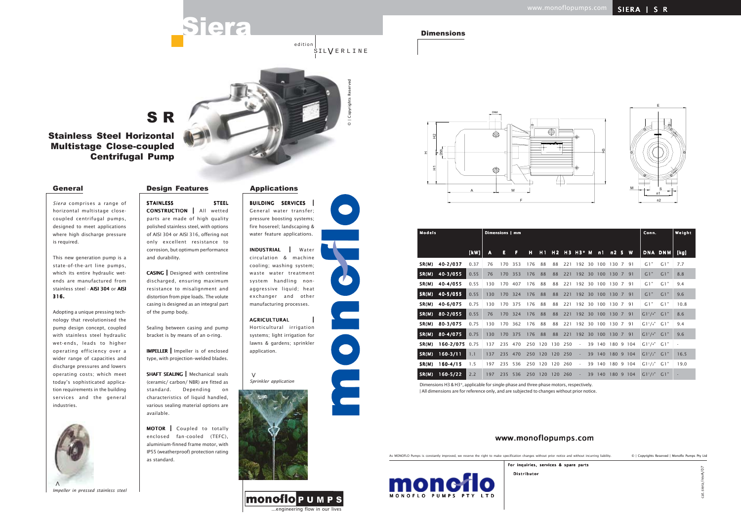# Siera

edition SILVERLINE

# S R

## Stainless Steel Horizontal Multistage Close-coupled Centrifugal Pump

## General

*Siera* comprises a range of horizontal multistage close-coupled centrifugal pumps, designed to meet applications where high discharge pressure is required.

This new generation pump is a state-of-the-art line pumps, which its entire hydraulic wet-ends are manufactured from stainless steel - **AISI 304** or **AISI 316.**

Adopting a unique pressing technology that revolutionised the pump design concept, coupled with stainless steel hydraulic wet-ends, leads to higher operating efficiency over a wider range of capacities and discharge pressures and lowers operating costs; which meet today's sophisticated application requirements in the building services and the general industries.

*Impeller in pressed stainless steel*

## Design Features

**STAINLESS STEEL CONSTRUCTION** | All wetted parts are made of high quality polished stainless steel, with options of AISI 304 or AISI 316, offering not only excellent resistance to corrosion, but optimum performance and durability.

**CASING** | Designed with centreline discharged, ensuring maximum resistance to misalignment and distortion from pipe loads. The volute casing is designed as an integral part of the pump body.

Sealing between casing and pump bracket is by means of an o-ring.

**IMPELLER** | Impeller is of enclosed type, with projection-welded blades.

**SHAFT SEALING** | Mechanical seals (ceramic/ carbon/ NBR) are fitted as standard. Depending on characteristics of liquid handled, various sealing material options are available.

**MOTOR** | Coupled to totally enclosed fan-cooled (TEFC), aluminium-finned frame motor, with IP55 (weatherproof) protection rating as standard.

## Applications

**BUILDING SERVICES** | General water transfer; pressure boosting systems; fire hosereel; landscaping & water feature applications.

**INDUSTRIAL** | Water circulation & machine cooling; washing system; waste water treatment system handling non-aggressive liquid; heat exchanger and other manufacturing processes.

**AGRICULTURAL** | Horticultural irrigation systems; light irrigation for lawns & gardens; sprinkler application.

*Sprinkler application*

monoflo PUMPS ...engineering flow in our lives

## Dimensions

| Models | | | Dimensions \| mm | | | | | | | | | | | | | Conn. | | Weight |
|---|---|---|---|---|---|---|---|---|---|---|---|---|---|---|---|---|---|---|
| | | [kW] | A | E | F | H | H1 | H2 | H3 | H3* | M | n1 | n2 | S | W | DNA | DNM | [kg] |
| SR(M) | 40-2/037 | 0.37 | 76 | 170 | 353 | 176 | 88 | 88 | 221 | 192 | 30 | 100 | 130 | 7 | 91 | G1" | G1" | 7.7 |
| SR(M) | 40-3/055 | 0.55 | 76 | 170 | 353 | 176 | 88 | 88 | 221 | 192 | 30 | 100 | 130 | 7 | 91 | G1" | G1" | 8.8 |
| SR(M) | 40-4/055 | 0.55 | 130 | 170 | 407 | 176 | 88 | 88 | 221 | 192 | 30 | 100 | 130 | 7 | 91 | G1" | G1" | 9.4 |
| SR(M) | 40-5/055 | 0.55 | 130 | 170 | 324 | 176 | 88 | 88 | 221 | 192 | 30 | 100 | 130 | 7 | 91 | G1" | G1" | 9.6 |
| SR(M) | 40-6/075 | 0.75 | 130 | 170 | 375 | 176 | 88 | 88 | 221 | 192 | 30 | 100 | 130 | 7 | 91 | G1" | G1" | 10.8 |
| SR(M) | 80-2/055 | 0.55 | 76 | 170 | 324 | 176 | 88 | 88 | 221 | 192 | 30 | 100 | 130 | 7 | 91 | G1¼" | G1" | 8.6 |
| SR(M) | 80-3/075 | 0.75 | 130 | 170 | 362 | 176 | 88 | 88 | 221 | 192 | 30 | 100 | 130 | 7 | 91 | G1¼" | G1" | 9.4 |
| SR(M) | 80-4/075 | 0.75 | 130 | 170 | 375 | 176 | 88 | 88 | 221 | 192 | 30 | 100 | 130 | 7 | 91 | G1¼" | G1" | 9.6 |
| SR(M) | 160-2/075 | 0.75 | 137 | 235 | 470 | 250 | 120 | 130 | 250 | - | 39 | 140 | 180 | 9 | 104 | G1¼" | G1" | - |
| SR(M) | 160-3/11 | 1.1 | 137 | 235 | 470 | 250 | 120 | 120 | 250 | - | 39 | 140 | 180 | 9 | 104 | G1½" | G1" | 16.5 |
| SR(M) | 160-4/15 | 1.5 | 197 | 235 | 536 | 250 | 120 | 120 | 260 | - | 39 | 140 | 180 | 9 | 104 | G1½" | G1" | 19.0 |
| SR(M) | 160-5/22 | 2.2 | 197 | 235 | 536 | 250 | 120 | 120 | 260 | - | 39 | 140 | 180 | 9 | 104 | G1½" | G1" | - |

Dimensions H3 & H3*, applicable for single-phase and three-phase motors, respectively.
| All dimensions are for reference only, and are subjected to changes without prior notice.

www.monoflopumps.com

As MONOFLO Pumps is constantly improved, we reserve the right to make specification changes without prior notice and without incurring liability.

© | Copyrights Reserved | Monoflo Pumps Pty Ltd

monoflo MONOFLO PUMPS PTY LTD

For inquiries, services & spare parts

Distributor

cat.siera/revA/07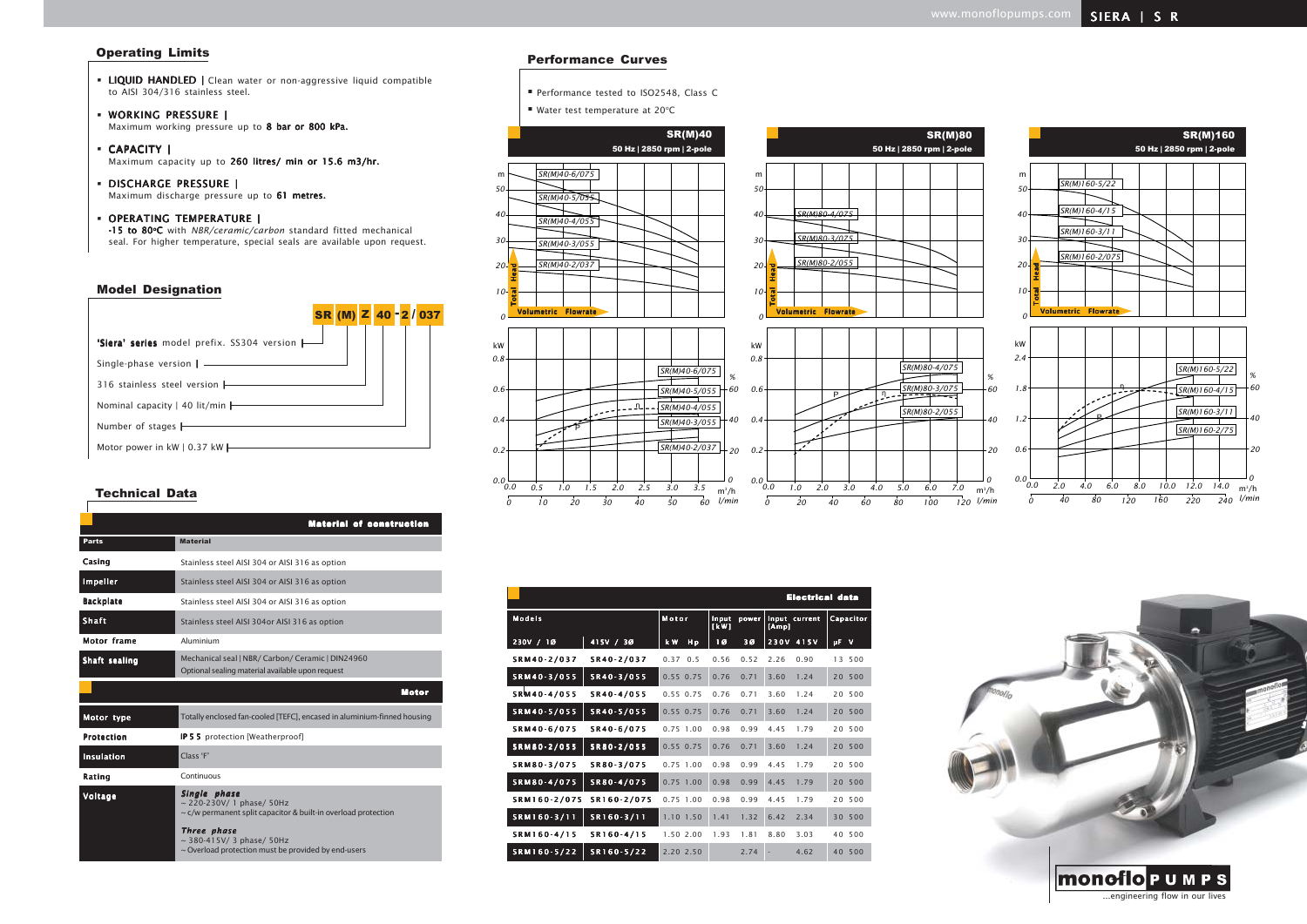## Operating Limits

- **LIQUID HANDLED |** Clean water or non-aggressive liquid compatible to AISI 304/316 stainless steel.
- **WORKING PRESSURE |** Maximum working pressure up to **8 bar or 800 kPa.**
- **CAPACITY |** Maximum capacity up to **260 litres/ min or 15.6 m3/hr.**
- **DISCHARGE PRESSURE |** Maximum discharge pressure up to **61 metres.**
- **OPERATING TEMPERATURE |** **-15 to 80ºC** with *NBR/ceramic/carbon* standard fitted mechanical seal. For higher temperature, special seals are available upon request.

## Model Designation

SR (M) Z 40 - 2 / 037

- **'Siera' series** model prefix. SS304 version
- Single-phase version
- 316 stainless steel version
- Nominal capacity | 40 lit/min
- Number of stages
- Motor power in kW | 0.37 kW

## Technical Data

| Material of construction | |
|---|---|
| **Parts** | **Material** |
| **Casing** | Stainless steel AISI 304 or AISI 316 as option |
| **Impeller** | Stainless steel AISI 304 or AISI 316 as option |
| **Backplate** | Stainless steel AISI 304 or AISI 316 as option |
| **Shaft** | Stainless steel AISI 304or AISI 316 as option |
| **Motor frame** | Aluminium |
| **Shaft sealing** | Mechanical seal \| NBR/ Carbon/ Ceramic \| DIN24960<br>Optional sealing material available upon request |

| Motor | |
|---|---|
| **Motor type** | Totally enclosed fan-cooled [TEFC], encased in aluminium-finned housing |
| **Protection** | **IP 55** protection [Weatherproof] |
| **Insulation** | Class 'F' |
| **Rating** | Continuous |
| **Voltage** | ***Single phase***<br>~ 220-230V/ 1 phase/ 50Hz<br>~ c/w permanent split capacitor & built-in overload protection<br>***Three phase***<br>~ 380-415V/ 3 phase/ 50Hz<br>~ Overload protection must be provided by end-users |

## Performance Curves

- Performance tested to ISO2548, Class C
- Water test temperature at 20°C

**SR(M)40**
50 Hz | 2850 rpm | 2-pole
SR(M)40-6/075
SR(M)40-5/055
SR(M)40-4/055
SR(M)40-3/055
SR(M)40-2/037
Total Head
Volumetric Flowrate
m³/h
l/min

**SR(M)80**
50 Hz | 2850 rpm | 2-pole
SR(M)80-4/075
SR(M)80-3/075
SR(M)80-2/055
Total Head
Volumetric Flowrate
m³/h
l/min

**SR(M)160**
50 Hz | 2850 rpm | 2-pole
SR(M)160-5/22
SR(M)160-4/15
SR(M)160-3/11
SR(M)160-2/075
Total Head
Volumetric Flowrate
m³/h
l/min

## Electrical data

| Models | | Motor | | Input power [kW] | | Input current [Amp] | | Capacitor | |
|---|---|---|---|---|---|---|---|---|---|
| 230V / 1Ø | 415V / 3Ø | kW | Hp | 1Ø | 3Ø | 230V | 415V | µF | V |
| SRM40-2/037 | SR40-2/037 | 0.37 | 0.5 | 0.56 | 0.52 | 2.26 | 0.90 | 13 | 500 |
| SRM40-3/055 | SR40-3/055 | 0.55 | 0.75 | 0.76 | 0.71 | 3.60 | 1.24 | 20 | 500 |
| SRM40-4/055 | SR40-4/055 | 0.55 | 0.75 | 0.76 | 0.71 | 3.60 | 1.24 | 20 | 500 |
| SRM40-5/055 | SR40-5/055 | 0.55 | 0.75 | 0.76 | 0.71 | 3.60 | 1.24 | 20 | 500 |
| SRM40-6/075 | SR40-6/075 | 0.75 | 1.00 | 0.98 | 0.99 | 4.45 | 1.79 | 20 | 500 |
| SRM80-2/055 | SR80-2/055 | 0.55 | 0.75 | 0.76 | 0.71 | 3.60 | 1.24 | 20 | 500 |
| SRM80-3/075 | SR80-3/075 | 0.75 | 1.00 | 0.98 | 0.99 | 4.45 | 1.79 | 20 | 500 |
| SRM80-4/075 | SR80-4/075 | 0.75 | 1.00 | 0.98 | 0.99 | 4.45 | 1.79 | 20 | 500 |
| SRM160-2/075 | SR160-2/075 | 0.75 | 1.00 | 0.98 | 0.99 | 4.45 | 1.79 | 20 | 500 |
| SRM160-3/11 | SR160-3/11 | 1.10 | 1.50 | 1.41 | 1.32 | 6.42 | 2.34 | 30 | 500 |
| SRM160-4/15 | SR160-4/15 | 1.50 | 2.00 | 1.93 | 1.81 | 8.80 | 3.03 | 40 | 500 |
| SRM160-5/22 | SR160-5/22 | 2.20 | 2.50 | | 2.74 | - | 4.62 | 40 | 500 |

monoflo PUMPS
...engineering flow in our lives